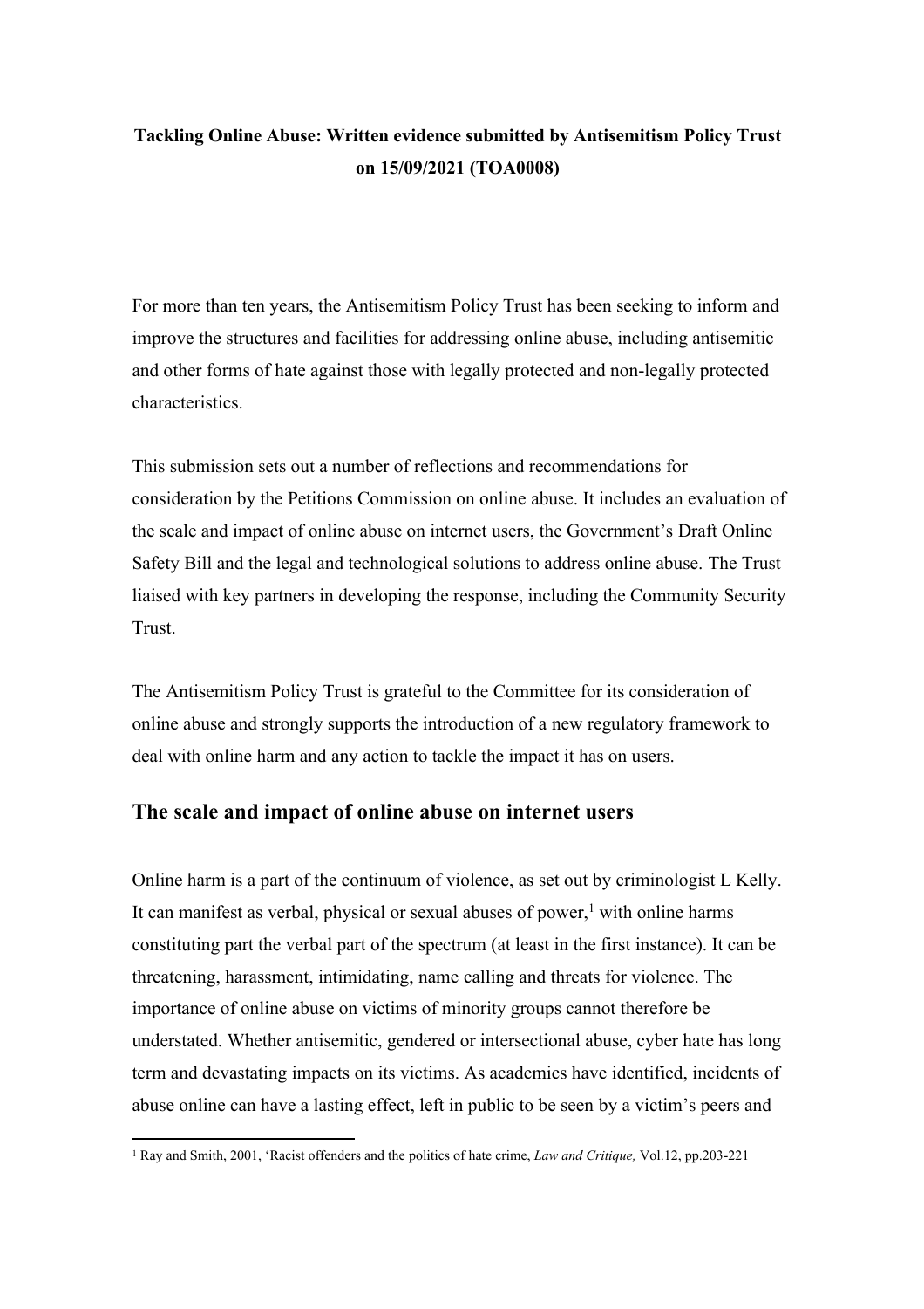**Tackling Online Abuse: Written evidence submitted by Antisemitism Policy Trust on 15/09/2021 (TOA0008)**

For more than ten years, the Antisemitism Policy Trust has been seeking to inform and improve the structures and facilities for addressing online abuse, including antisemitic and other forms of hate against those with legally protected and non-legally protected characteristics.

This submission sets out a number of reflections and recommendations for consideration by the Petitions Commission on online abuse. It includes an evaluation of the scale and impact of online abuse on internet users, the Government's Draft Online Safety Bill and the legal and technological solutions to address online abuse. The Trust liaised with key partners in developing the response, including the Community Security Trust.

The Antisemitism Policy Trust is grateful to the Committee for its consideration of online abuse and strongly supports the introduction of a new regulatory framework to deal with online harm and any action to tackle the impact it has on users.

## The scale and impact of online abuse on internet users

Online harm is a part of the continuum of violence, as set out by criminologist L Kelly. It can manifest as verbal, physical or sexual abuses of power,[1] with online harms constituting part the verbal part of the spectrum (at least in the first instance). It can be threatening, harassment, intimidating, name calling and threats for violence. The importance of online abuse on victims of minority groups cannot therefore be understated. Whether antisemitic, gendered or intersectional abuse, cyber hate has long term and devastating impacts on its victims. As academics have identified, incidents of abuse online can have a lasting effect, left in public to be seen by a victim's peers and

[1] Ray and Smith, 2001, 'Racist offenders and the politics of hate crime, *Law and Critique,* Vol.12, pp.203-221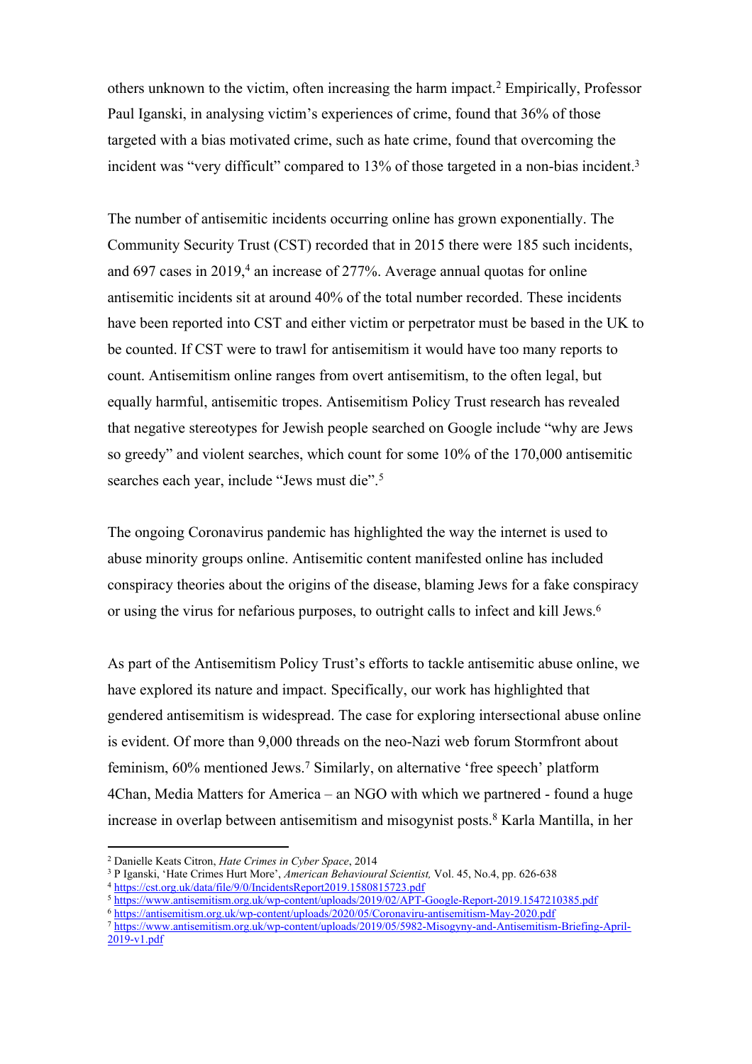others unknown to the victim, often increasing the harm impact.[2] Empirically, Professor Paul Iganski, in analysing victim's experiences of crime, found that 36% of those targeted with a bias motivated crime, such as hate crime, found that overcoming the incident was "very difficult" compared to 13% of those targeted in a non-bias incident.[3]

The number of antisemitic incidents occurring online has grown exponentially. The Community Security Trust (CST) recorded that in 2015 there were 185 such incidents, and 697 cases in 2019,[4] an increase of 277%. Average annual quotas for online antisemitic incidents sit at around 40% of the total number recorded. These incidents have been reported into CST and either victim or perpetrator must be based in the UK to be counted. If CST were to trawl for antisemitism it would have too many reports to count. Antisemitism online ranges from overt antisemitism, to the often legal, but equally harmful, antisemitic tropes. Antisemitism Policy Trust research has revealed that negative stereotypes for Jewish people searched on Google include "why are Jews so greedy" and violent searches, which count for some 10% of the 170,000 antisemitic searches each year, include "Jews must die".[5]

The ongoing Coronavirus pandemic has highlighted the way the internet is used to abuse minority groups online. Antisemitic content manifested online has included conspiracy theories about the origins of the disease, blaming Jews for a fake conspiracy or using the virus for nefarious purposes, to outright calls to infect and kill Jews.[6]

As part of the Antisemitism Policy Trust's efforts to tackle antisemitic abuse online, we have explored its nature and impact. Specifically, our work has highlighted that gendered antisemitism is widespread. The case for exploring intersectional abuse online is evident. Of more than 9,000 threads on the neo-Nazi web forum Stormfront about feminism, 60% mentioned Jews.[7] Similarly, on alternative 'free speech' platform 4Chan, Media Matters for America – an NGO with which we partnered - found a huge increase in overlap between antisemitism and misogynist posts.[8] Karla Mantilla, in her

---

[2] Danielle Keats Citron, *Hate Crimes in Cyber Space*, 2014

[3] P Iganski, 'Hate Crimes Hurt More', *American Behavioural Scientist,* Vol. 45, No.4, pp. 626-638

[4] https://cst.org.uk/data/file/9/0/IncidentsReport2019.1580815723.pdf

[5] https://www.antisemitism.org.uk/wp-content/uploads/2019/02/APT-Google-Report-2019.1547210385.pdf

[6] https://antisemitism.org.uk/wp-content/uploads/2020/05/Coronaviru-antisemitism-May-2020.pdf

[7] https://www.antisemitism.org.uk/wp-content/uploads/2019/05/5982-Misogyny-and-Antisemitism-Briefing-April-2019-v1.pdf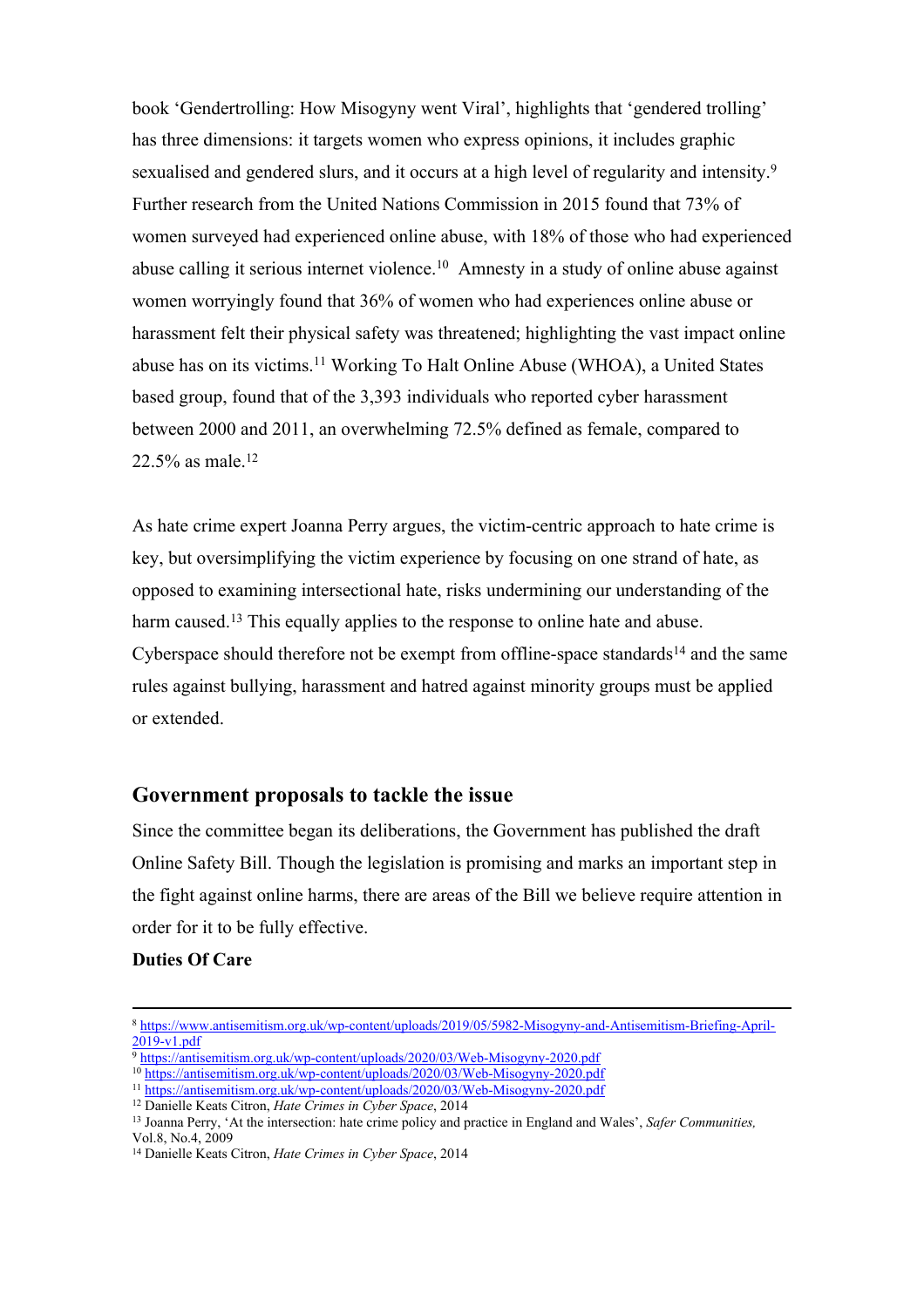book 'Gendertrolling: How Misogyny went Viral', highlights that 'gendered trolling' has three dimensions: it targets women who express opinions, it includes graphic sexualised and gendered slurs, and it occurs at a high level of regularity and intensity.[9] Further research from the United Nations Commission in 2015 found that 73% of women surveyed had experienced online abuse, with 18% of those who had experienced abuse calling it serious internet violence.[10] Amnesty in a study of online abuse against women worryingly found that 36% of women who had experiences online abuse or harassment felt their physical safety was threatened; highlighting the vast impact online abuse has on its victims.[11] Working To Halt Online Abuse (WHOA), a United States based group, found that of the 3,393 individuals who reported cyber harassment between 2000 and 2011, an overwhelming 72.5% defined as female, compared to 22.5% as male.[12]

As hate crime expert Joanna Perry argues, the victim-centric approach to hate crime is key, but oversimplifying the victim experience by focusing on one strand of hate, as opposed to examining intersectional hate, risks undermining our understanding of the harm caused.[13] This equally applies to the response to online hate and abuse. Cyberspace should therefore not be exempt from offline-space standards[14] and the same rules against bullying, harassment and hatred against minority groups must be applied or extended.

## Government proposals to tackle the issue

Since the committee began its deliberations, the Government has published the draft Online Safety Bill. Though the legislation is promising and marks an important step in the fight against online harms, there are areas of the Bill we believe require attention in order for it to be fully effective.

**Duties Of Care**

---

[8] https://www.antisemitism.org.uk/wp-content/uploads/2019/05/5982-Misogyny-and-Antisemitism-Briefing-April-2019-v1.pdf

[9] https://antisemitism.org.uk/wp-content/uploads/2020/03/Web-Misogyny-2020.pdf

[10] https://antisemitism.org.uk/wp-content/uploads/2020/03/Web-Misogyny-2020.pdf

[11] https://antisemitism.org.uk/wp-content/uploads/2020/03/Web-Misogyny-2020.pdf

[12] Danielle Keats Citron, *Hate Crimes in Cyber Space*, 2014

[13] Joanna Perry, 'At the intersection: hate crime policy and practice in England and Wales', *Safer Communities,* Vol.8, No.4, 2009

[14] Danielle Keats Citron, *Hate Crimes in Cyber Space*, 2014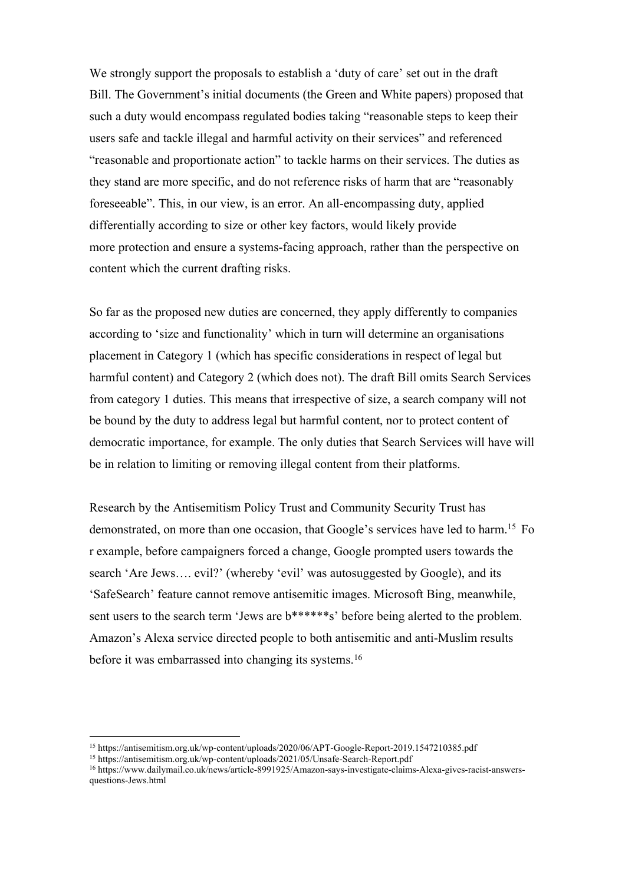We strongly support the proposals to establish a 'duty of care' set out in the draft Bill. The Government's initial documents (the Green and White papers) proposed that such a duty would encompass regulated bodies taking "reasonable steps to keep their users safe and tackle illegal and harmful activity on their services" and referenced "reasonable and proportionate action" to tackle harms on their services. The duties as they stand are more specific, and do not reference risks of harm that are "reasonably foreseeable". This, in our view, is an error. An all-encompassing duty, applied differentially according to size or other key factors, would likely provide more protection and ensure a systems-facing approach, rather than the perspective on content which the current drafting risks.

So far as the proposed new duties are concerned, they apply differently to companies according to 'size and functionality' which in turn will determine an organisations placement in Category 1 (which has specific considerations in respect of legal but harmful content) and Category 2 (which does not). The draft Bill omits Search Services from category 1 duties. This means that irrespective of size, a search company will not be bound by the duty to address legal but harmful content, nor to protect content of democratic importance, for example. The only duties that Search Services will have will be in relation to limiting or removing illegal content from their platforms.

Research by the Antisemitism Policy Trust and Community Security Trust has demonstrated, on more than one occasion, that Google's services have led to harm.[15] For example, before campaigners forced a change, Google prompted users towards the search 'Are Jews…. evil?' (whereby 'evil' was autosuggested by Google), and its 'SafeSearch' feature cannot remove antisemitic images. Microsoft Bing, meanwhile, sent users to the search term 'Jews are b******s' before being alerted to the problem. Amazon's Alexa service directed people to both antisemitic and anti-Muslim results before it was embarrassed into changing its systems.[16]

---

[15] https://antisemitism.org.uk/wp-content/uploads/2020/06/APT-Google-Report-2019.1547210385.pdf

[15] https://antisemitism.org.uk/wp-content/uploads/2021/05/Unsafe-Search-Report.pdf

[16] https://www.dailymail.co.uk/news/article-8991925/Amazon-says-investigate-claims-Alexa-gives-racist-answers-questions-Jews.html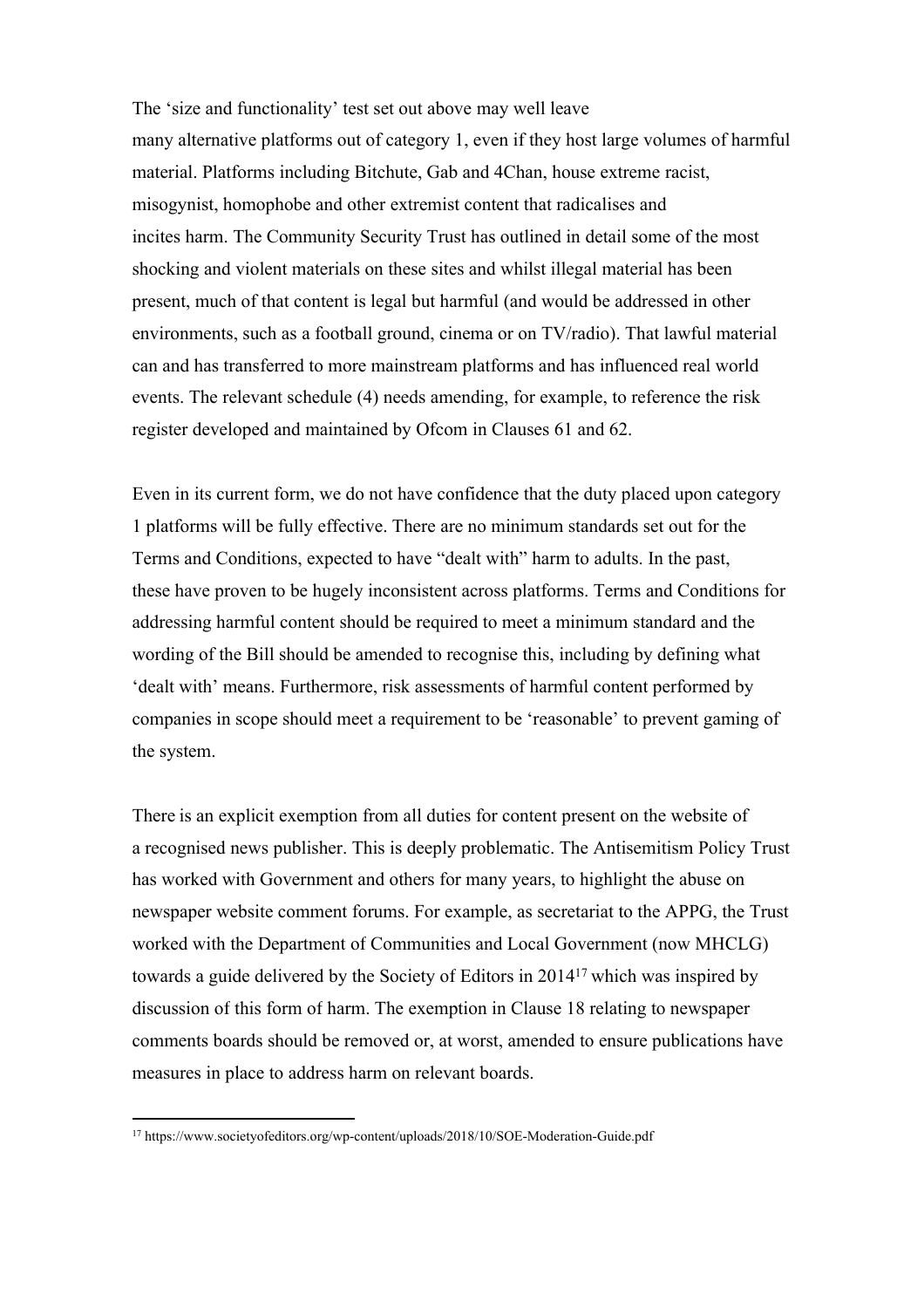The ‘size and functionality’ test set out above may well leave many alternative platforms out of category 1, even if they host large volumes of harmful material. Platforms including Bitchute, Gab and 4Chan, house extreme racist, misogynist, homophobe and other extremist content that radicalises and incites harm. The Community Security Trust has outlined in detail some of the most shocking and violent materials on these sites and whilst illegal material has been present, much of that content is legal but harmful (and would be addressed in other environments, such as a football ground, cinema or on TV/radio). That lawful material can and has transferred to more mainstream platforms and has influenced real world events. The relevant schedule (4) needs amending, for example, to reference the risk register developed and maintained by Ofcom in Clauses 61 and 62.

Even in its current form, we do not have confidence that the duty placed upon category 1 platforms will be fully effective. There are no minimum standards set out for the Terms and Conditions, expected to have “dealt with” harm to adults. In the past, these have proven to be hugely inconsistent across platforms. Terms and Conditions for addressing harmful content should be required to meet a minimum standard and the wording of the Bill should be amended to recognise this, including by defining what ‘dealt with’ means. Furthermore, risk assessments of harmful content performed by companies in scope should meet a requirement to be ‘reasonable’ to prevent gaming of the system.

There is an explicit exemption from all duties for content present on the website of a recognised news publisher. This is deeply problematic. The Antisemitism Policy Trust has worked with Government and others for many years, to highlight the abuse on newspaper website comment forums. For example, as secretariat to the APPG, the Trust worked with the Department of Communities and Local Government (now MHCLG) towards a guide delivered by the Society of Editors in 2014[17] which was inspired by discussion of this form of harm. The exemption in Clause 18 relating to newspaper comments boards should be removed or, at worst, amended to ensure publications have measures in place to address harm on relevant boards.

---

[17] https://www.societyofeditors.org/wp-content/uploads/2018/10/SOE-Moderation-Guide.pdf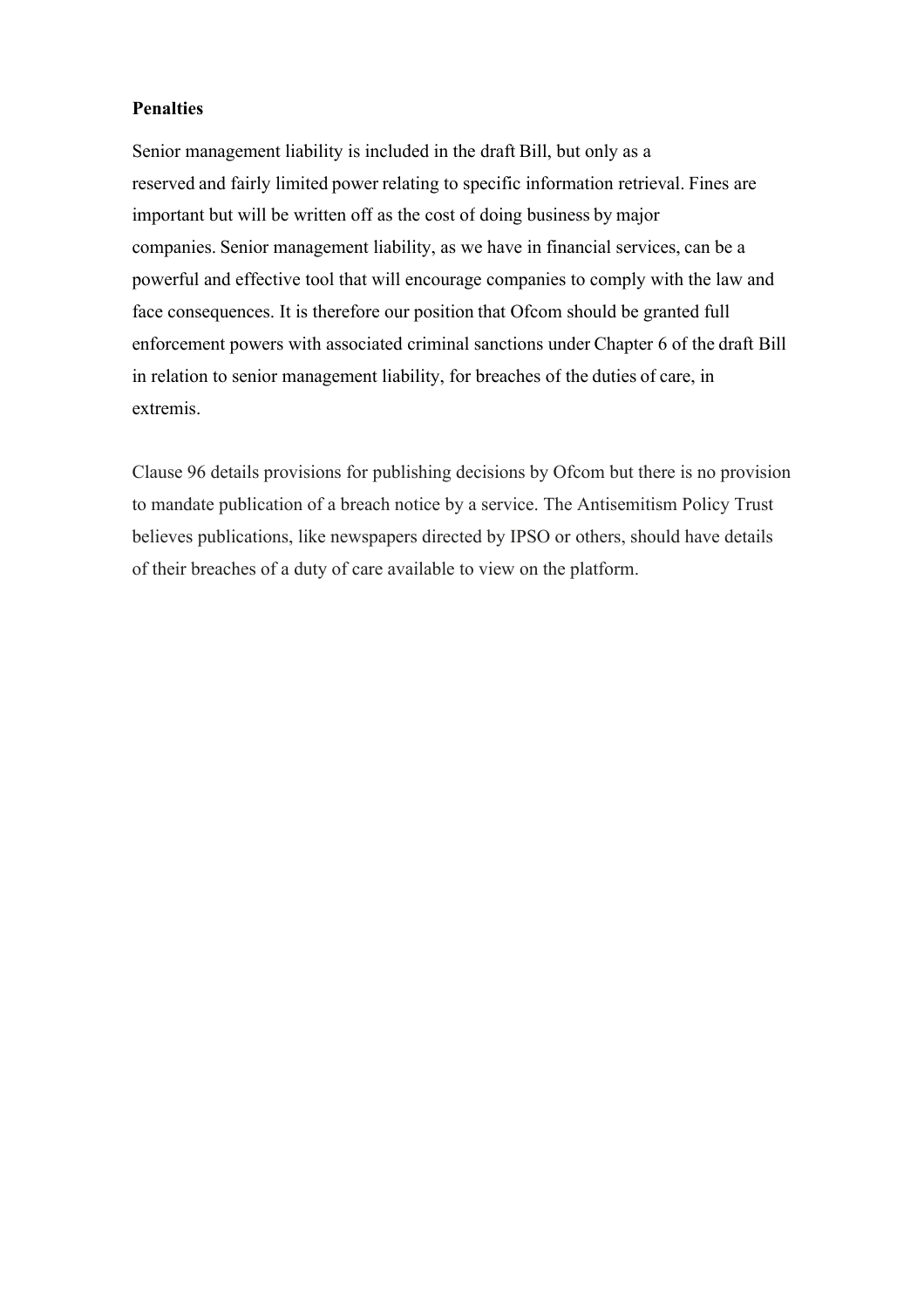**Penalties**

Senior management liability is included in the draft Bill, but only as a reserved and fairly limited power relating to specific information retrieval. Fines are important but will be written off as the cost of doing business by major companies. Senior management liability, as we have in financial services, can be a powerful and effective tool that will encourage companies to comply with the law and face consequences. It is therefore our position that Ofcom should be granted full enforcement powers with associated criminal sanctions under Chapter 6 of the draft Bill in relation to senior management liability, for breaches of the duties of care, in extremis.

Clause 96 details provisions for publishing decisions by Ofcom but there is no provision to mandate publication of a breach notice by a service. The Antisemitism Policy Trust believes publications, like newspapers directed by IPSO or others, should have details of their breaches of a duty of care available to view on the platform.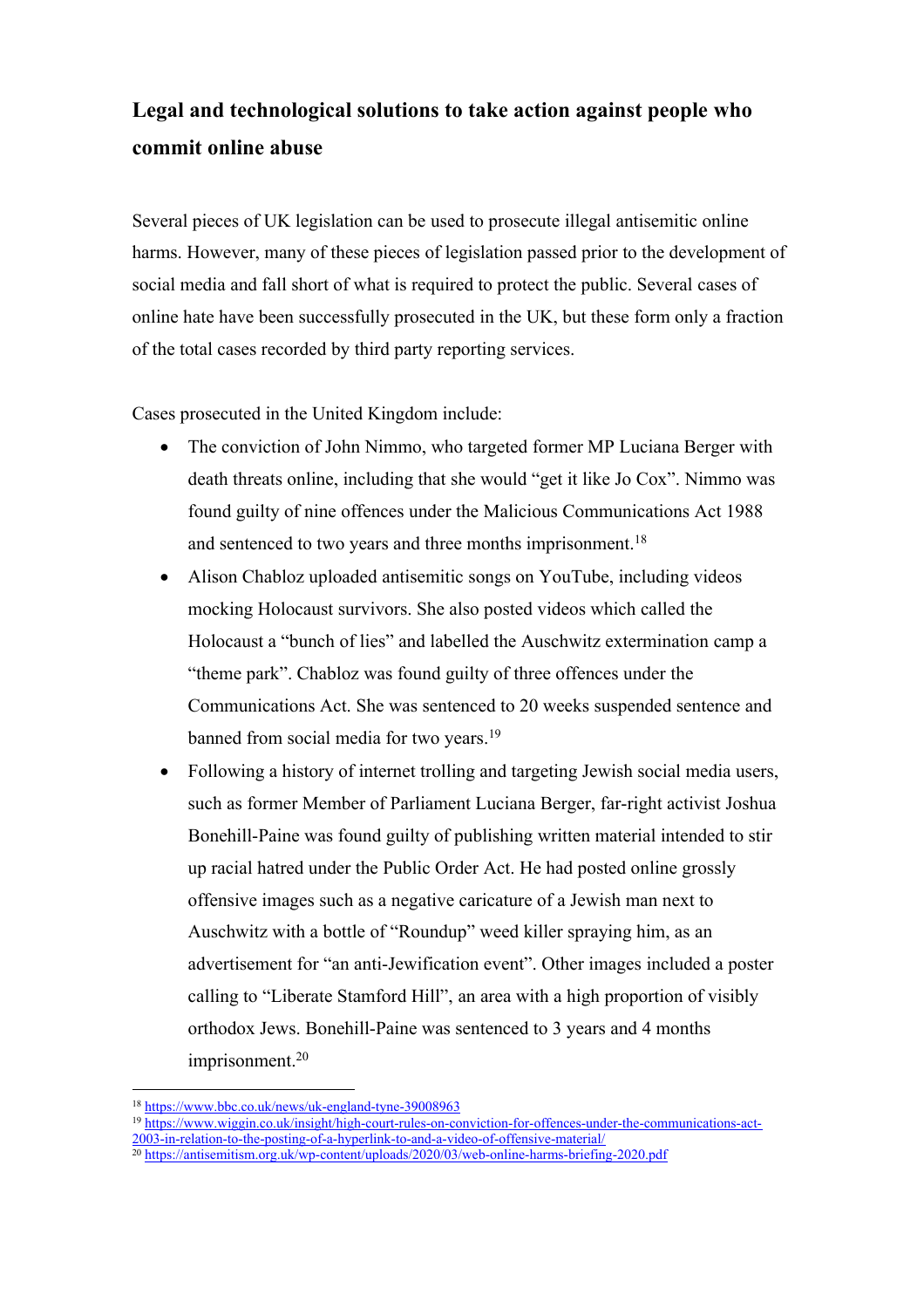## Legal and technological solutions to take action against people who commit online abuse

Several pieces of UK legislation can be used to prosecute illegal antisemitic online harms. However, many of these pieces of legislation passed prior to the development of social media and fall short of what is required to protect the public. Several cases of online hate have been successfully prosecuted in the UK, but these form only a fraction of the total cases recorded by third party reporting services.

Cases prosecuted in the United Kingdom include:

- The conviction of John Nimmo, who targeted former MP Luciana Berger with death threats online, including that she would "get it like Jo Cox". Nimmo was found guilty of nine offences under the Malicious Communications Act 1988 and sentenced to two years and three months imprisonment.[18]
- Alison Chabloz uploaded antisemitic songs on YouTube, including videos mocking Holocaust survivors. She also posted videos which called the Holocaust a "bunch of lies" and labelled the Auschwitz extermination camp a "theme park". Chabloz was found guilty of three offences under the Communications Act. She was sentenced to 20 weeks suspended sentence and banned from social media for two years.[19]
- Following a history of internet trolling and targeting Jewish social media users, such as former Member of Parliament Luciana Berger, far-right activist Joshua Bonehill-Paine was found guilty of publishing written material intended to stir up racial hatred under the Public Order Act. He had posted online grossly offensive images such as a negative caricature of a Jewish man next to Auschwitz with a bottle of "Roundup" weed killer spraying him, as an advertisement for "an anti-Jewification event". Other images included a poster calling to "Liberate Stamford Hill", an area with a high proportion of visibly orthodox Jews. Bonehill-Paine was sentenced to 3 years and 4 months imprisonment.[20]

---

[18] https://www.bbc.co.uk/news/uk-england-tyne-39008963

[19] https://www.wiggin.co.uk/insight/high-court-rules-on-conviction-for-offences-under-the-communications-act-2003-in-relation-to-the-posting-of-a-hyperlink-to-and-a-video-of-offensive-material/

[20] https://antisemitism.org.uk/wp-content/uploads/2020/03/web-online-harms-briefing-2020.pdf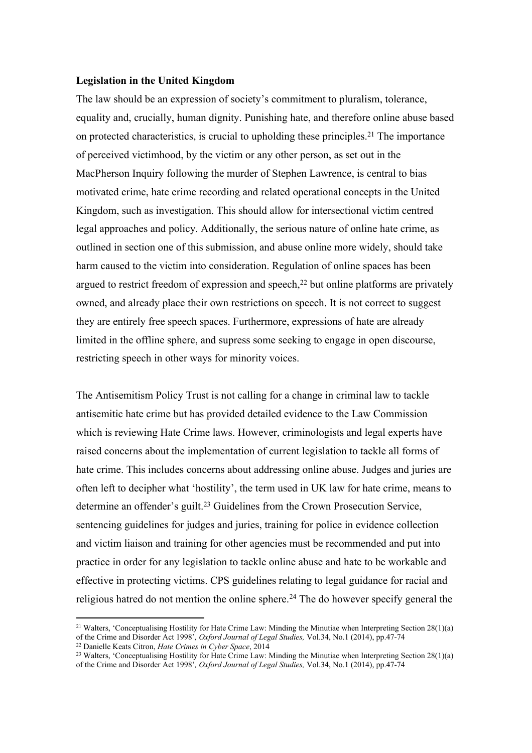**Legislation in the United Kingdom**

The law should be an expression of society's commitment to pluralism, tolerance, equality and, crucially, human dignity. Punishing hate, and therefore online abuse based on protected characteristics, is crucial to upholding these principles.[21] The importance of perceived victimhood, by the victim or any other person, as set out in the MacPherson Inquiry following the murder of Stephen Lawrence, is central to bias motivated crime, hate crime recording and related operational concepts in the United Kingdom, such as investigation. This should allow for intersectional victim centred legal approaches and policy. Additionally, the serious nature of online hate crime, as outlined in section one of this submission, and abuse online more widely, should take harm caused to the victim into consideration. Regulation of online spaces has been argued to restrict freedom of expression and speech,[22] but online platforms are privately owned, and already place their own restrictions on speech. It is not correct to suggest they are entirely free speech spaces. Furthermore, expressions of hate are already limited in the offline sphere, and supress some seeking to engage in open discourse, restricting speech in other ways for minority voices.

The Antisemitism Policy Trust is not calling for a change in criminal law to tackle antisemitic hate crime but has provided detailed evidence to the Law Commission which is reviewing Hate Crime laws. However, criminologists and legal experts have raised concerns about the implementation of current legislation to tackle all forms of hate crime. This includes concerns about addressing online abuse. Judges and juries are often left to decipher what 'hostility', the term used in UK law for hate crime, means to determine an offender's guilt.[23] Guidelines from the Crown Prosecution Service, sentencing guidelines for judges and juries, training for police in evidence collection and victim liaison and training for other agencies must be recommended and put into practice in order for any legislation to tackle online abuse and hate to be workable and effective in protecting victims. CPS guidelines relating to legal guidance for racial and religious hatred do not mention the online sphere.[24] The do however specify general the

---

[21] Walters, 'Conceptualising Hostility for Hate Crime Law: Minding the Minutiae when Interpreting Section 28(1)(a) of the Crime and Disorder Act 1998', *Oxford Journal of Legal Studies,* Vol.34, No.1 (2014), pp.47-74

[22] Danielle Keats Citron, *Hate Crimes in Cyber Space*, 2014

[23] Walters, 'Conceptualising Hostility for Hate Crime Law: Minding the Minutiae when Interpreting Section 28(1)(a) of the Crime and Disorder Act 1998', *Oxford Journal of Legal Studies,* Vol.34, No.1 (2014), pp.47-74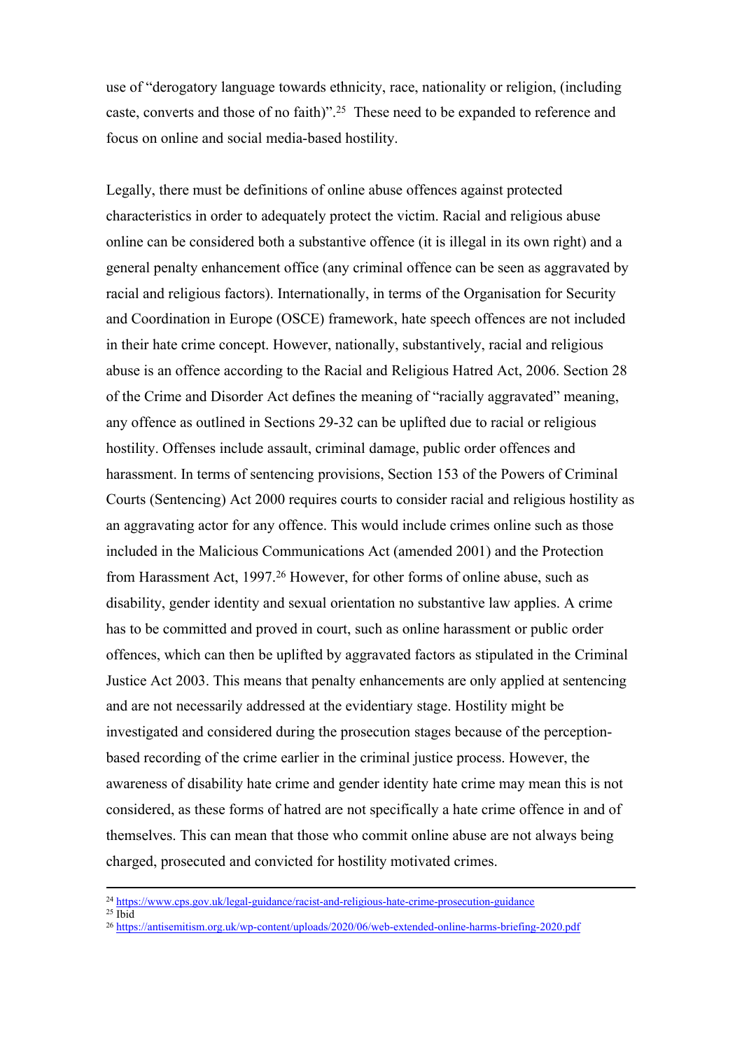use of "derogatory language towards ethnicity, race, nationality or religion, (including caste, converts and those of no faith)".[25] These need to be expanded to reference and focus on online and social media-based hostility.

Legally, there must be definitions of online abuse offences against protected characteristics in order to adequately protect the victim. Racial and religious abuse online can be considered both a substantive offence (it is illegal in its own right) and a general penalty enhancement office (any criminal offence can be seen as aggravated by racial and religious factors). Internationally, in terms of the Organisation for Security and Coordination in Europe (OSCE) framework, hate speech offences are not included in their hate crime concept. However, nationally, substantively, racial and religious abuse is an offence according to the Racial and Religious Hatred Act, 2006. Section 28 of the Crime and Disorder Act defines the meaning of "racially aggravated" meaning, any offence as outlined in Sections 29-32 can be uplifted due to racial or religious hostility. Offenses include assault, criminal damage, public order offences and harassment. In terms of sentencing provisions, Section 153 of the Powers of Criminal Courts (Sentencing) Act 2000 requires courts to consider racial and religious hostility as an aggravating actor for any offence. This would include crimes online such as those included in the Malicious Communications Act (amended 2001) and the Protection from Harassment Act, 1997.[26] However, for other forms of online abuse, such as disability, gender identity and sexual orientation no substantive law applies. A crime has to be committed and proved in court, such as online harassment or public order offences, which can then be uplifted by aggravated factors as stipulated in the Criminal Justice Act 2003. This means that penalty enhancements are only applied at sentencing and are not necessarily addressed at the evidentiary stage. Hostility might be investigated and considered during the prosecution stages because of the perception-based recording of the crime earlier in the criminal justice process. However, the awareness of disability hate crime and gender identity hate crime may mean this is not considered, as these forms of hatred are not specifically a hate crime offence in and of themselves. This can mean that those who commit online abuse are not always being charged, prosecuted and convicted for hostility motivated crimes.

---

[24] https://www.cps.gov.uk/legal-guidance/racist-and-religious-hate-crime-prosecution-guidance
[25] Ibid
[26] https://antisemitism.org.uk/wp-content/uploads/2020/06/web-extended-online-harms-briefing-2020.pdf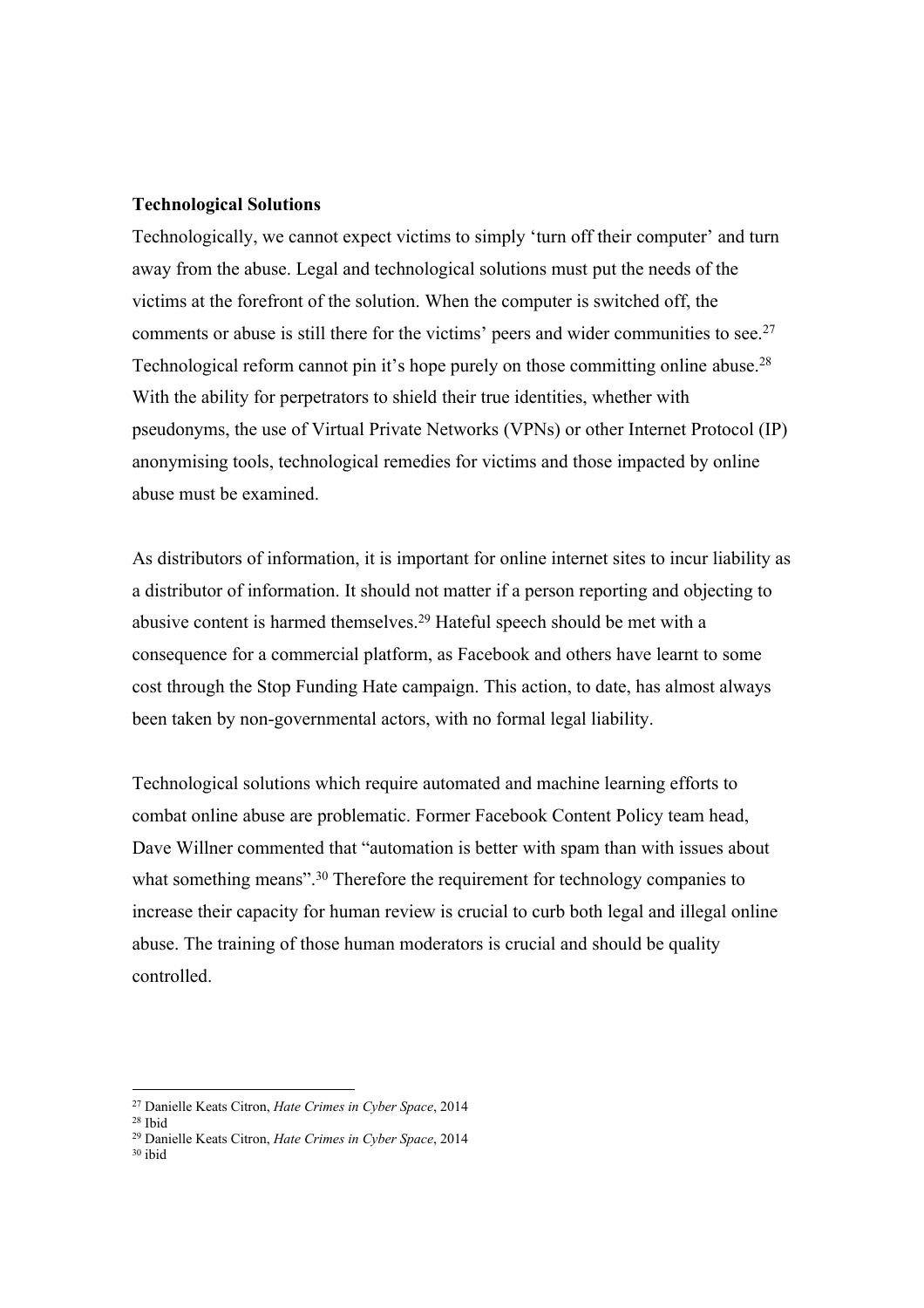**Technological Solutions**

Technologically, we cannot expect victims to simply 'turn off their computer' and turn away from the abuse. Legal and technological solutions must put the needs of the victims at the forefront of the solution. When the computer is switched off, the comments or abuse is still there for the victims' peers and wider communities to see.[27] Technological reform cannot pin it's hope purely on those committing online abuse.[28] With the ability for perpetrators to shield their true identities, whether with pseudonyms, the use of Virtual Private Networks (VPNs) or other Internet Protocol (IP) anonymising tools, technological remedies for victims and those impacted by online abuse must be examined.

As distributors of information, it is important for online internet sites to incur liability as a distributor of information. It should not matter if a person reporting and objecting to abusive content is harmed themselves.[29] Hateful speech should be met with a consequence for a commercial platform, as Facebook and others have learnt to some cost through the Stop Funding Hate campaign. This action, to date, has almost always been taken by non-governmental actors, with no formal legal liability.

Technological solutions which require automated and machine learning efforts to combat online abuse are problematic. Former Facebook Content Policy team head, Dave Willner commented that "automation is better with spam than with issues about what something means".[30] Therefore the requirement for technology companies to increase their capacity for human review is crucial to curb both legal and illegal online abuse. The training of those human moderators is crucial and should be quality controlled.

---

[27] Danielle Keats Citron, *Hate Crimes in Cyber Space*, 2014

[28] Ibid

[29] Danielle Keats Citron, *Hate Crimes in Cyber Space*, 2014

[30] ibid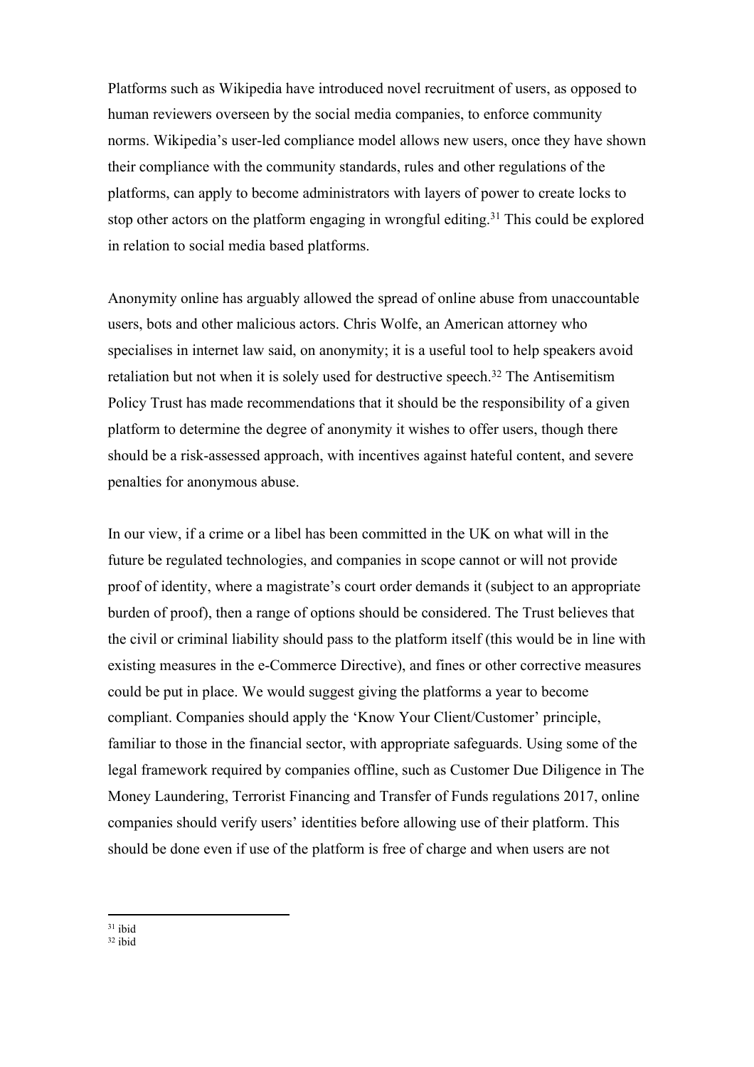Platforms such as Wikipedia have introduced novel recruitment of users, as opposed to human reviewers overseen by the social media companies, to enforce community norms. Wikipedia's user-led compliance model allows new users, once they have shown their compliance with the community standards, rules and other regulations of the platforms, can apply to become administrators with layers of power to create locks to stop other actors on the platform engaging in wrongful editing.[31] This could be explored in relation to social media based platforms.

Anonymity online has arguably allowed the spread of online abuse from unaccountable users, bots and other malicious actors. Chris Wolfe, an American attorney who specialises in internet law said, on anonymity; it is a useful tool to help speakers avoid retaliation but not when it is solely used for destructive speech.[32] The Antisemitism Policy Trust has made recommendations that it should be the responsibility of a given platform to determine the degree of anonymity it wishes to offer users, though there should be a risk-assessed approach, with incentives against hateful content, and severe penalties for anonymous abuse.

In our view, if a crime or a libel has been committed in the UK on what will in the future be regulated technologies, and companies in scope cannot or will not provide proof of identity, where a magistrate's court order demands it (subject to an appropriate burden of proof), then a range of options should be considered. The Trust believes that the civil or criminal liability should pass to the platform itself (this would be in line with existing measures in the e-Commerce Directive), and fines or other corrective measures could be put in place. We would suggest giving the platforms a year to become compliant. Companies should apply the 'Know Your Client/Customer' principle, familiar to those in the financial sector, with appropriate safeguards. Using some of the legal framework required by companies offline, such as Customer Due Diligence in The Money Laundering, Terrorist Financing and Transfer of Funds regulations 2017, online companies should verify users' identities before allowing use of their platform. This should be done even if use of the platform is free of charge and when users are not

---

[31] ibid

[32] ibid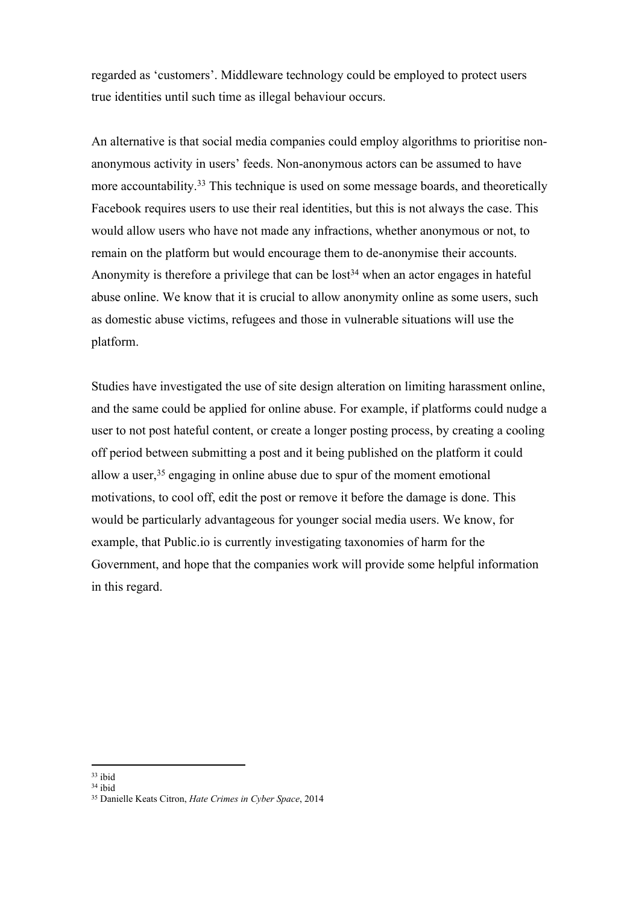regarded as 'customers'. Middleware technology could be employed to protect users true identities until such time as illegal behaviour occurs.

An alternative is that social media companies could employ algorithms to prioritise non-anonymous activity in users' feeds. Non-anonymous actors can be assumed to have more accountability.[33] This technique is used on some message boards, and theoretically Facebook requires users to use their real identities, but this is not always the case. This would allow users who have not made any infractions, whether anonymous or not, to remain on the platform but would encourage them to de-anonymise their accounts. Anonymity is therefore a privilege that can be lost[34] when an actor engages in hateful abuse online. We know that it is crucial to allow anonymity online as some users, such as domestic abuse victims, refugees and those in vulnerable situations will use the platform.

Studies have investigated the use of site design alteration on limiting harassment online, and the same could be applied for online abuse. For example, if platforms could nudge a user to not post hateful content, or create a longer posting process, by creating a cooling off period between submitting a post and it being published on the platform it could allow a user,[35] engaging in online abuse due to spur of the moment emotional motivations, to cool off, edit the post or remove it before the damage is done. This would be particularly advantageous for younger social media users. We know, for example, that Public.io is currently investigating taxonomies of harm for the Government, and hope that the companies work will provide some helpful information in this regard.

---

[33] ibid
[34] ibid
[35] Danielle Keats Citron, *Hate Crimes in Cyber Space*, 2014